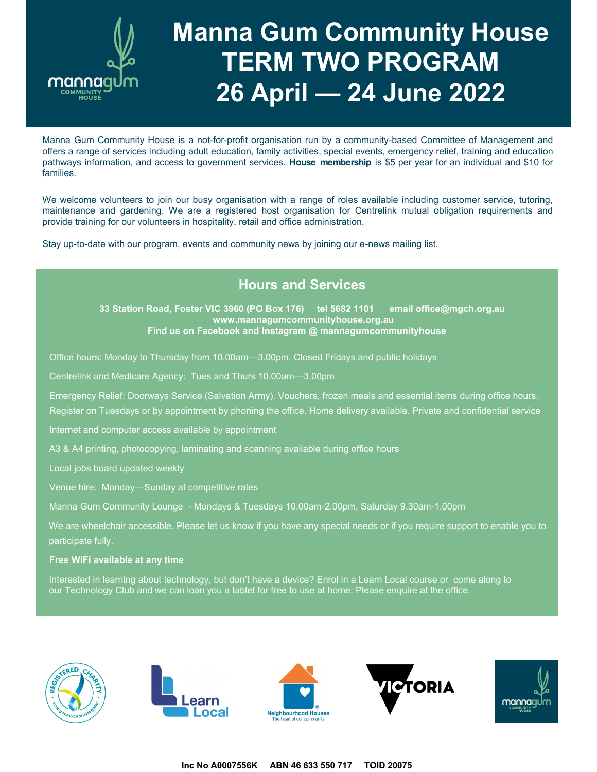# Manna Gum Community House
# TERM TWO PROGRAM
# 26 April — 24 June 2022

Manna Gum Community House is a not-for-profit organisation run by a community-based Committee of Management and offers a range of services including adult education, family activities, special events, emergency relief, training and education pathways information, and access to government services. **House membership** is $5 per year for an individual and $10 for families.

We welcome volunteers to join our busy organisation with a range of roles available including customer service, tutoring, maintenance and gardening. We are a registered host organisation for Centrelink mutual obligation requirements and provide training for our volunteers in hospitality, retail and office administration.

Stay up-to-date with our program, events and community news by joining our e-news mailing list.

## Hours and Services

**33 Station Road, Foster VIC 3960 (PO Box 176) tel 5682 1101 email office@mgch.org.au**
**www.mannagumcommunityhouse.org.au**
**Find us on Facebook and Instagram @ mannagumcommunityhouse**

Office hours: Monday to Thursday from 10.00am—3.00pm. Closed Fridays and public holidays

Centrelink and Medicare Agency: Tues and Thurs 10.00am—3.00pm

Emergency Relief: Doorways Service (Salvation Army). Vouchers, frozen meals and essential items during office hours. Register on Tuesdays or by appointment by phoning the office. Home delivery available. Private and confidential service

Internet and computer access available by appointment

A3 & A4 printing, photocopying, laminating and scanning available during office hours

Local jobs board updated weekly

Venue hire: Monday—Sunday at competitive rates

Manna Gum Community Lounge - Mondays & Tuesdays 10.00am-2.00pm, Saturday 9.30am-1.00pm

We are wheelchair accessible. Please let us know if you have any special needs or if you require support to enable you to participate fully.

**Free WiFi available at any time**

Interested in learning about technology, but don't have a device? Enrol in a Learn Local course or come along to our Technology Club and we can loan you a tablet for free to use at home. Please enquire at the office.

**Inc No A0007556K ABN 46 633 550 717 TOID 20075**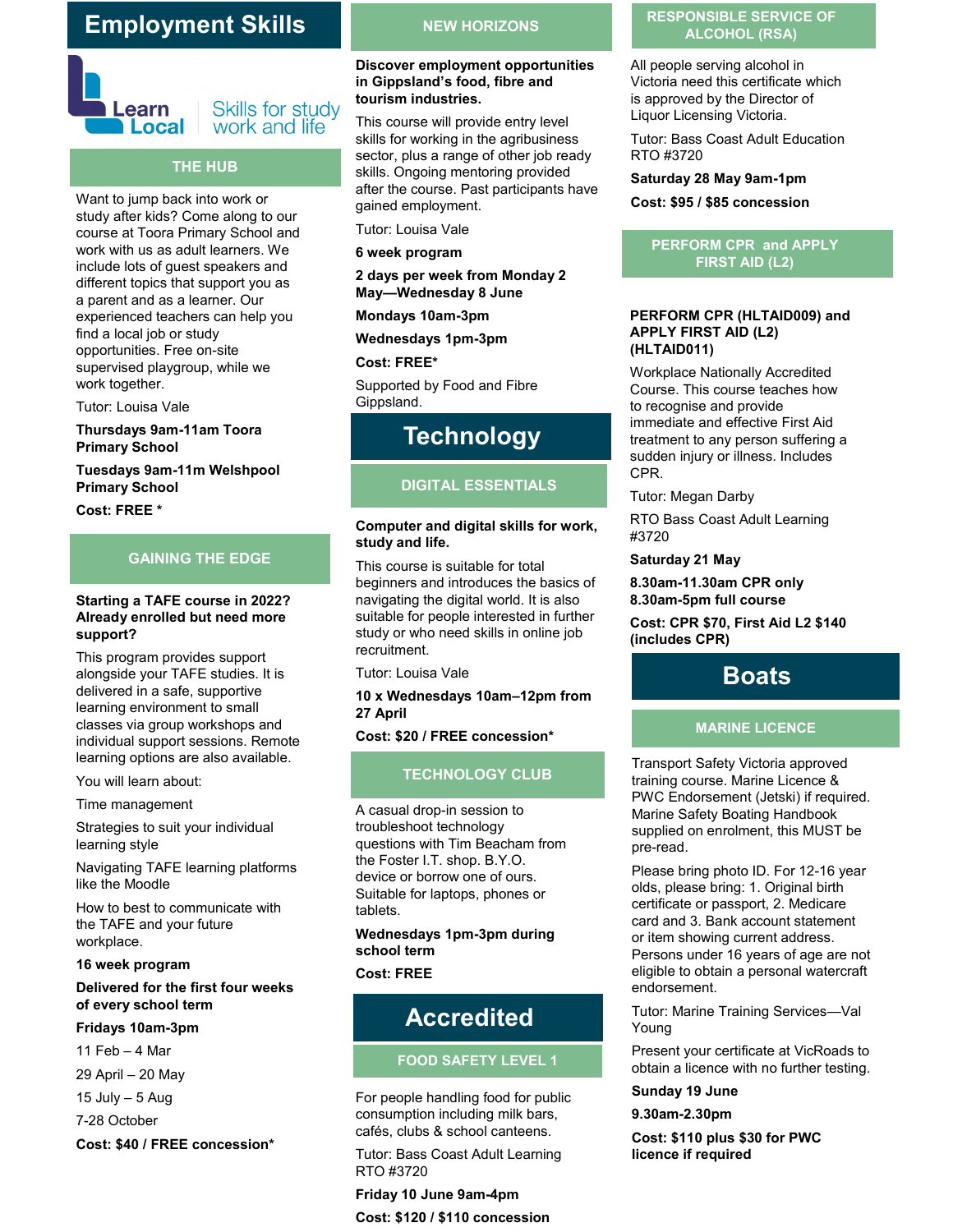# Employment Skills

Learn Local — Skills for study work and life

## THE HUB

Want to jump back into work or study after kids? Come along to our course at Toora Primary School and work with us as adult learners. We include lots of guest speakers and different topics that support you as a parent and as a learner. Our experienced teachers can help you find a local job or study opportunities. Free on-site supervised playgroup, while we work together.

Tutor: Louisa Vale

**Thursdays 9am-11am Toora Primary School**

**Tuesdays 9am-11m Welshpool Primary School**

**Cost: FREE ***

## GAINING THE EDGE

**Starting a TAFE course in 2022? Already enrolled but need more support?**

This program provides support alongside your TAFE studies. It is delivered in a safe, supportive learning environment to small classes via group workshops and individual support sessions. Remote learning options are also available.

You will learn about:

Time management

Strategies to suit your individual learning style

Navigating TAFE learning platforms like the Moodle

How to best to communicate with the TAFE and your future workplace.

**16 week program**

**Delivered for the first four weeks of every school term**

**Fridays 10am-3pm**

11 Feb – 4 Mar

29 April – 20 May

15 July – 5 Aug

7-28 October

**Cost: $40 / FREE concession***

## NEW HORIZONS

**Discover employment opportunities in Gippsland's food, fibre and tourism industries.**

This course will provide entry level skills for working in the agribusiness sector, plus a range of other job ready skills. Ongoing mentoring provided after the course. Past participants have gained employment.

Tutor: Louisa Vale

**6 week program**

**2 days per week from Monday 2 May—Wednesday 8 June**

**Mondays 10am-3pm**

**Wednesdays 1pm-3pm**

**Cost: FREE***

Supported by Food and Fibre Gippsland.

# Technology

## DIGITAL ESSENTIALS

**Computer and digital skills for work, study and life.**

This course is suitable for total beginners and introduces the basics of navigating the digital world. It is also suitable for people interested in further study or who need skills in online job recruitment.

Tutor: Louisa Vale

**10 x Wednesdays 10am–12pm from 27 April**

**Cost: $20 / FREE concession***

## TECHNOLOGY CLUB

A casual drop-in session to troubleshoot technology questions with Tim Beacham from the Foster I.T. shop. B.Y.O. device or borrow one of ours. Suitable for laptops, phones or tablets.

**Wednesdays 1pm-3pm during school term**

**Cost: FREE**

# Accredited

## FOOD SAFETY LEVEL 1

For people handling food for public consumption including milk bars, cafés, clubs & school canteens.

Tutor: Bass Coast Adult Learning RTO #3720

**Friday 10 June 9am-4pm**

**Cost: $120 / $110 concession**

## RESPONSIBLE SERVICE OF ALCOHOL (RSA)

All people serving alcohol in Victoria need this certificate which is approved by the Director of Liquor Licensing Victoria.

Tutor: Bass Coast Adult Education RTO #3720

**Saturday 28 May 9am-1pm**

**Cost: $95 / $85 concession**

## PERFORM CPR and APPLY FIRST AID (L2)

**PERFORM CPR (HLTAID009) and APPLY FIRST AID (L2) (HLTAID011)**

Workplace Nationally Accredited Course. This course teaches how to recognise and provide immediate and effective First Aid treatment to any person suffering a sudden injury or illness. Includes CPR.

Tutor: Megan Darby

RTO Bass Coast Adult Learning #3720

**Saturday 21 May**

**8.30am-11.30am CPR only**
**8.30am-5pm full course**

**Cost: CPR $70, First Aid L2 $140 (includes CPR)**

# Boats

## MARINE LICENCE

Transport Safety Victoria approved training course. Marine Licence & PWC Endorsement (Jetski) if required. Marine Safety Boating Handbook supplied on enrolment, this MUST be pre-read.

Please bring photo ID. For 12-16 year olds, please bring: 1. Original birth certificate or passport, 2. Medicare card and 3. Bank account statement or item showing current address. Persons under 16 years of age are not eligible to obtain a personal watercraft endorsement.

Tutor: Marine Training Services—Val Young

Present your certificate at VicRoads to obtain a licence with no further testing.

**Sunday 19 June**

**9.30am-2.30pm**

**Cost: $110 plus $30 for PWC licence if required**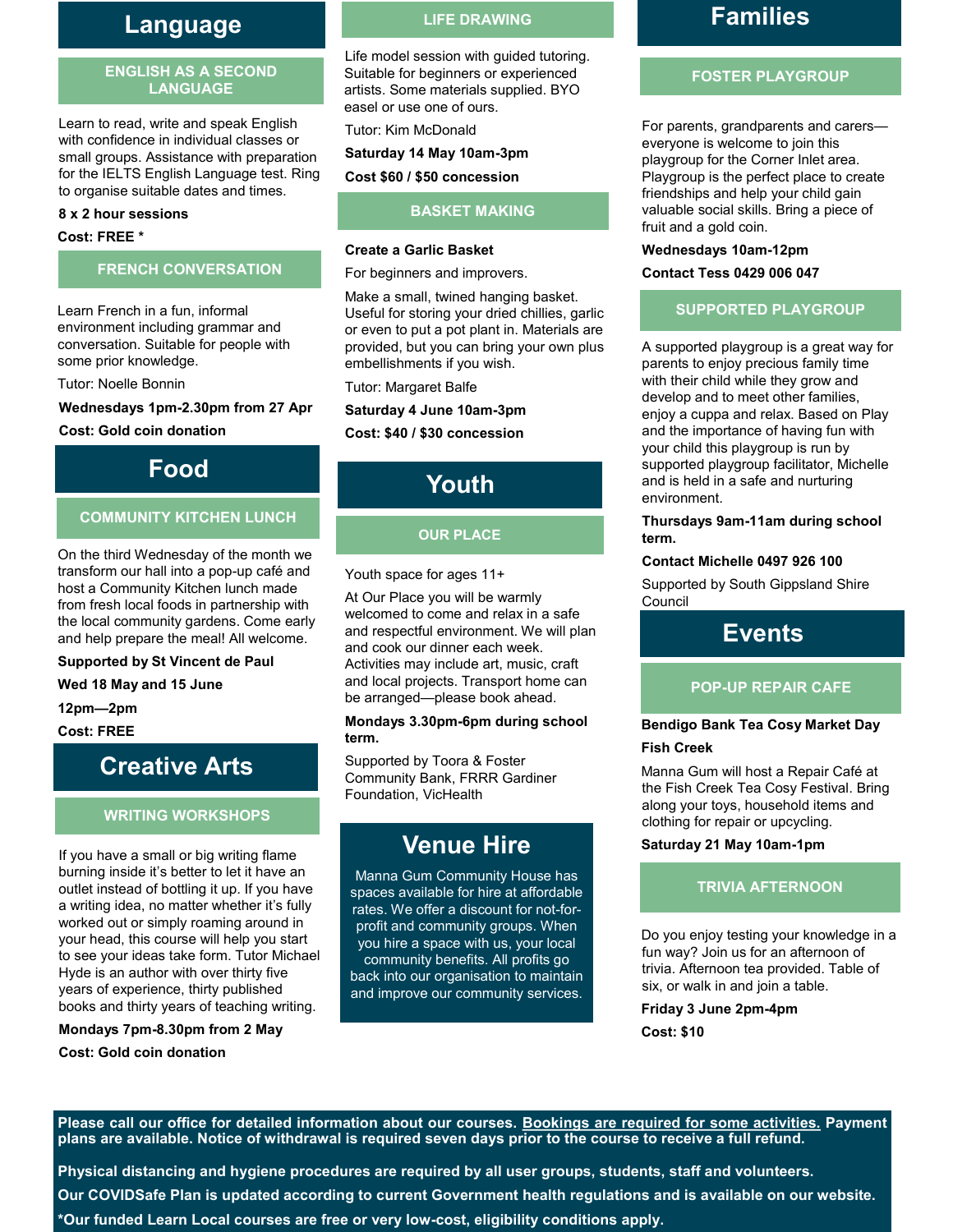# Language

## ENGLISH AS A SECOND LANGUAGE

Learn to read, write and speak English with confidence in individual classes or small groups. Assistance with preparation for the IELTS English Language test. Ring to organise suitable dates and times.

**8 x 2 hour sessions**

**Cost: FREE ***

## FRENCH CONVERSATION

Learn French in a fun, informal environment including grammar and conversation. Suitable for people with some prior knowledge.

Tutor: Noelle Bonnin

**Wednesdays 1pm-2.30pm from 27 Apr**

**Cost: Gold coin donation**

# Food

## COMMUNITY KITCHEN LUNCH

On the third Wednesday of the month we transform our hall into a pop-up café and host a Community Kitchen lunch made from fresh local foods in partnership with the local community gardens. Come early and help prepare the meal! All welcome.

**Supported by St Vincent de Paul**

**Wed 18 May and 15 June**

**12pm—2pm**

**Cost: FREE**

# Creative Arts

## WRITING WORKSHOPS

If you have a small or big writing flame burning inside it's better to let it have an outlet instead of bottling it up. If you have a writing idea, no matter whether it's fully worked out or simply roaming around in your head, this course will help you start to see your ideas take form. Tutor Michael Hyde is an author with over thirty five years of experience, thirty published books and thirty years of teaching writing.

**Mondays 7pm-8.30pm from 2 May**

**Cost: Gold coin donation**

## LIFE DRAWING

Life model session with guided tutoring. Suitable for beginners or experienced artists. Some materials supplied. BYO easel or use one of ours.

Tutor: Kim McDonald

**Saturday 14 May 10am-3pm**

**Cost $60 / $50 concession**

## BASKET MAKING

**Create a Garlic Basket**

For beginners and improvers.

Make a small, twined hanging basket. Useful for storing your dried chillies, garlic or even to put a pot plant in. Materials are provided, but you can bring your own plus embellishments if you wish.

Tutor: Margaret Balfe

**Saturday 4 June 10am-3pm**

**Cost: $40 / $30 concession**

# Youth

## OUR PLACE

Youth space for ages 11+

At Our Place you will be warmly welcomed to come and relax in a safe and respectful environment. We will plan and cook our dinner each week. Activities may include art, music, craft and local projects. Transport home can be arranged—please book ahead.

**Mondays 3.30pm-6pm during school term.**

Supported by Toora & Foster Community Bank, FRRR Gardiner Foundation, VicHealth

# Venue Hire

Manna Gum Community House has spaces available for hire at affordable rates. We offer a discount for not-for-profit and community groups. When you hire a space with us, your local community benefits. All profits go back into our organisation to maintain and improve our community services.

# Families

## FOSTER PLAYGROUP

For parents, grandparents and carers—everyone is welcome to join this playgroup for the Corner Inlet area. Playgroup is the perfect place to create friendships and help your child gain valuable social skills. Bring a piece of fruit and a gold coin.

**Wednesdays 10am-12pm**

**Contact Tess 0429 006 047**

## SUPPORTED PLAYGROUP

A supported playgroup is a great way for parents to enjoy precious family time with their child while they grow and develop and to meet other families, enjoy a cuppa and relax. Based on Play and the importance of having fun with your child this playgroup is run by supported playgroup facilitator, Michelle and is held in a safe and nurturing environment.

**Thursdays 9am-11am during school term.**

**Contact Michelle 0497 926 100**

Supported by South Gippsland Shire Council

# Events

## POP-UP REPAIR CAFE

**Bendigo Bank Tea Cosy Market Day**

**Fish Creek**

Manna Gum will host a Repair Café at the Fish Creek Tea Cosy Festival. Bring along your toys, household items and clothing for repair or upcycling.

**Saturday 21 May 10am-1pm**

## TRIVIA AFTERNOON

Do you enjoy testing your knowledge in a fun way? Join us for an afternoon of trivia. Afternoon tea provided. Table of six, or walk in and join a table.

**Friday 3 June 2pm-4pm**

**Cost: $10**

---

**Please call our office for detailed information about our courses. <u>Bookings are required for some activities.</u> Payment plans are available. Notice of withdrawal is required seven days prior to the course to receive a full refund.**

**Physical distancing and hygiene procedures are required by all user groups, students, staff and volunteers.**

**Our COVIDSafe Plan is updated according to current Government health regulations and is available on our website.**

**\*Our funded Learn Local courses are free or very low-cost, eligibility conditions apply.**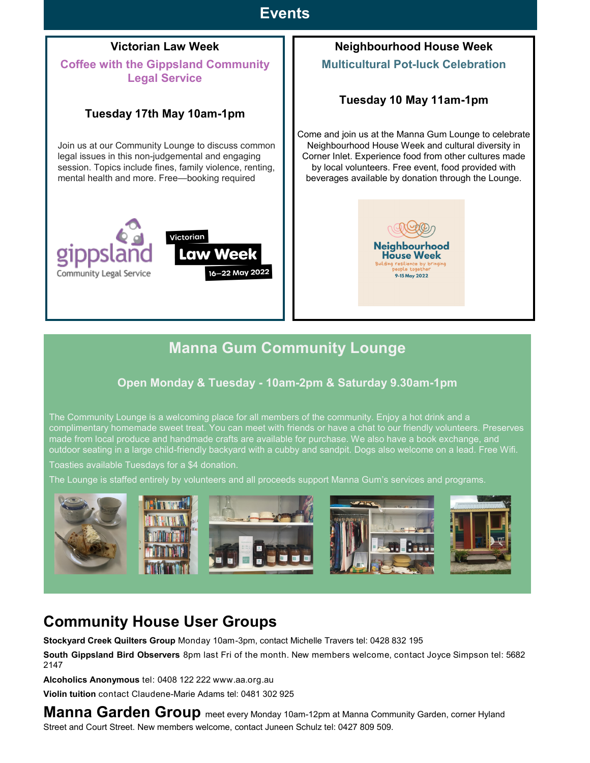# Events

### Victorian Law Week

**Coffee with the Gippsland Community Legal Service**

**Tuesday 17th May 10am-1pm**

Join us at our Community Lounge to discuss common legal issues in this non-judgemental and engaging session. Topics include fines, family violence, renting, mental health and more. Free—booking required

### Neighbourhood House Week

**Multicultural Pot-luck Celebration**

**Tuesday 10 May 11am-1pm**

Come and join us at the Manna Gum Lounge to celebrate Neighbourhood House Week and cultural diversity in Corner Inlet. Experience food from other cultures made by local volunteers. Free event, food provided with beverages available by donation through the Lounge.

## Manna Gum Community Lounge

**Open Monday & Tuesday - 10am-2pm & Saturday 9.30am-1pm**

The Community Lounge is a welcoming place for all members of the community. Enjoy a hot drink and a complimentary homemade sweet treat. You can meet with friends or have a chat to our friendly volunteers. Preserves made from local produce and handmade crafts are available for purchase. We also have a book exchange, and outdoor seating in a large child-friendly backyard with a cubby and sandpit. Dogs also welcome on a lead. Free Wifi.

Toasties available Tuesdays for a $4 donation.

The Lounge is staffed entirely by volunteers and all proceeds support Manna Gum's services and programs.

## Community House User Groups

**Stockyard Creek Quilters Group** Monday 10am-3pm, contact Michelle Travers tel: 0428 832 195

**South Gippsland Bird Observers** 8pm last Fri of the month. New members welcome, contact Joyce Simpson tel: 5682 2147

**Alcoholics Anonymous** tel: 0408 122 222 www.aa.org.au

**Violin tuition** contact Claudene-Marie Adams tel: 0481 302 925

## Manna Garden Group

meet every Monday 10am-12pm at Manna Community Garden, corner Hyland Street and Court Street. New members welcome, contact Juneen Schulz tel: 0427 809 509.